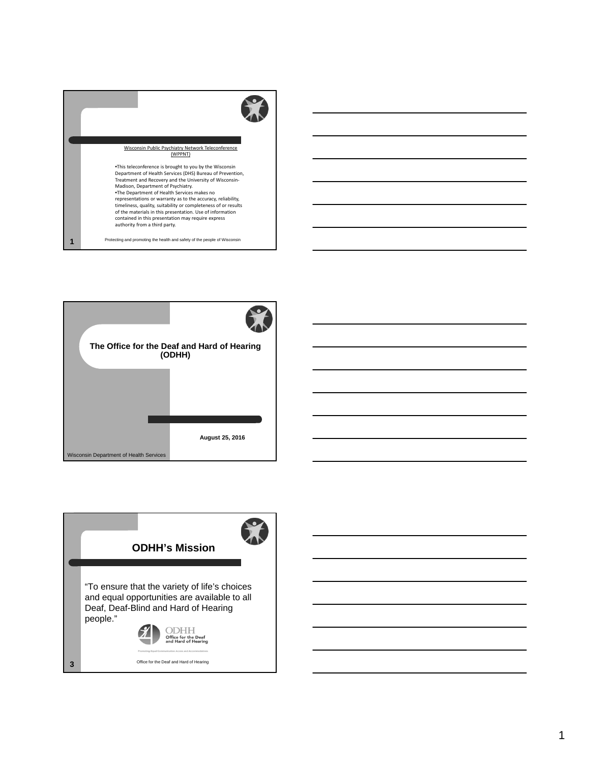Wisconsin Public Psychiatry Network Teleconference (WPPNT)

- This teleconference is brought to you by the Wisconsin Department of Health Services (DHS) Bureau of Prevention, Treatment and Recovery and the University of Wisconsin-Madison, Department of Psychiatry.
- The Department of Health Services makes no representations or warranty as to the accuracy, reliability, timeliness, quality, suitability or completeness of or results of the materials in this presentation. Use of information contained in this presentation may require express authority from a third party.

Protecting and promoting the health and safety of the people of Wisconsin

# The Office for the Deaf and Hard of Hearing (ODHH)

August 25, 2016

Wisconsin Department of Health Services

## ODHH's Mission

"To ensure that the variety of life's choices and equal opportunities are available to all Deaf, Deaf-Blind and Hard of Hearing people."

ODHH Office for the Deaf and Hard of Hearing

Promoting Equal Communication Access and Accommodations

Office for the Deaf and Hard of Hearing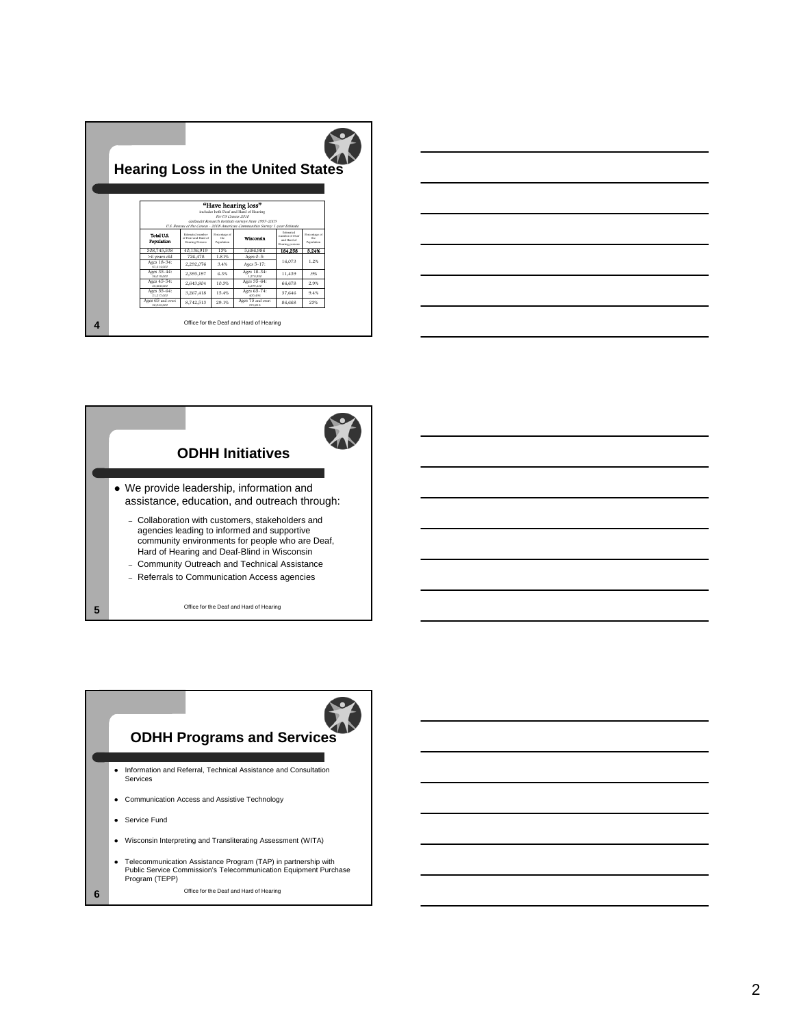## Hearing Loss in the United States

| "Have hearing loss" Includes both Deaf and Hard of Hearing Per US Census 2010 Gallaudet Research Institute surveys from 1997-2003 U.S. Bureau of the Census - 2008 American Communities Survey 1-year Estimate | | | | | |
|---|---|---|---|---|---|
| **Total U.S. Population** | Estimated number of Deaf and Hard of Hearing Persons | Percentage of the Population | **Wisconsin** | Estimated number of Deaf and Hard of Hearing persons | Percentage of the Population |
| 308,745,538 | 40,136,919 | 13% | 5,686,986 | **184,258** | **3.24%** |
| >6 years old | 726,478 | 1.81% | Ages 0-5: | 16,073 | 1.2% |
| Ages 18-34: | 2,292,076 | 3.4% | Ages 5-17: | | |
| Ages 35-44: | 2,393,197 | 6.3% | Ages 18-34: | 11,439 | .9% |
| Ages 45-54: | 2,643,804 | 10.5% | Ages 35-64: | 66,678 | 2.9% |
| Ages 55-64: | 3,267,418 | 15.4% | Ages 65-74: | 37,646 | 9.4% |
| Ages 65 and over: | 8,742,313 | 29.1% | Ages 75 and over: | 86,668 | 23% |

Office for the Deaf and Hard of Hearing

## ODHH Initiatives

- We provide leadership, information and assistance, education, and outreach through:
  - Collaboration with customers, stakeholders and agencies leading to informed and supportive community environments for people who are Deaf, Hard of Hearing and Deaf-Blind in Wisconsin
  - Community Outreach and Technical Assistance
  - Referrals to Communication Access agencies

Office for the Deaf and Hard of Hearing

## ODHH Programs and Services

- Information and Referral, Technical Assistance and Consultation Services
- Communication Access and Assistive Technology
- Service Fund
- Wisconsin Interpreting and Transliterating Assessment (WITA)
- Telecommunication Assistance Program (TAP) in partnership with Public Service Commission's Telecommunication Equipment Purchase Program (TEPP)

Office for the Deaf and Hard of Hearing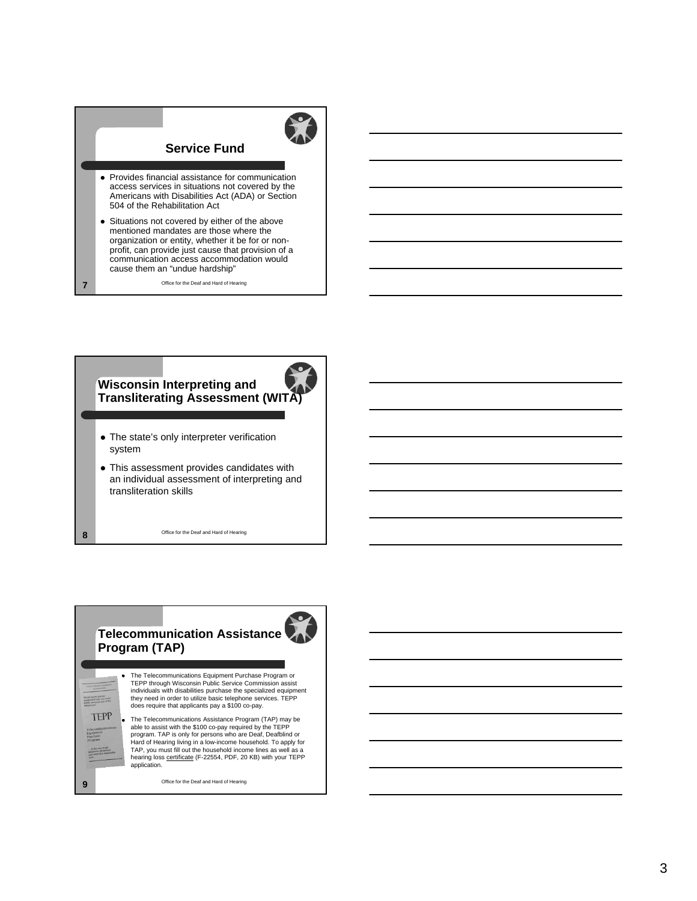## Service Fund

- Provides financial assistance for communication access services in situations not covered by the Americans with Disabilities Act (ADA) or Section 504 of the Rehabilitation Act
- Situations not covered by either of the above mentioned mandates are those where the organization or entity, whether it be for or non-profit, can provide just cause that provision of a communication access accommodation would cause them an "undue hardship"

7 Office for the Deaf and Hard of Hearing

## Wisconsin Interpreting and Transliterating Assessment (WITA)

- The state's only interpreter verification system
- This assessment provides candidates with an individual assessment of interpreting and transliteration skills

8 Office for the Deaf and Hard of Hearing

## Telecommunication Assistance Program (TAP)

- The Telecommunications Equipment Purchase Program or TEPP through Wisconsin Public Service Commission assist individuals with disabilities purchase the specialized equipment they need in order to utilize basic telephone services. TEPP does require that applicants pay a $100 co-pay.
- The Telecommunications Assistance Program (TAP) may be able to assist with the $100 co-pay required by the TEPP program. TAP is only for persons who are Deaf, Deafblind or Hard of Hearing living in a low-income household. To apply for TAP, you must fill out the household income lines as well as a hearing loss certificate (F-22554, PDF, 20 KB) with your TEPP application.

9 Office for the Deaf and Hard of Hearing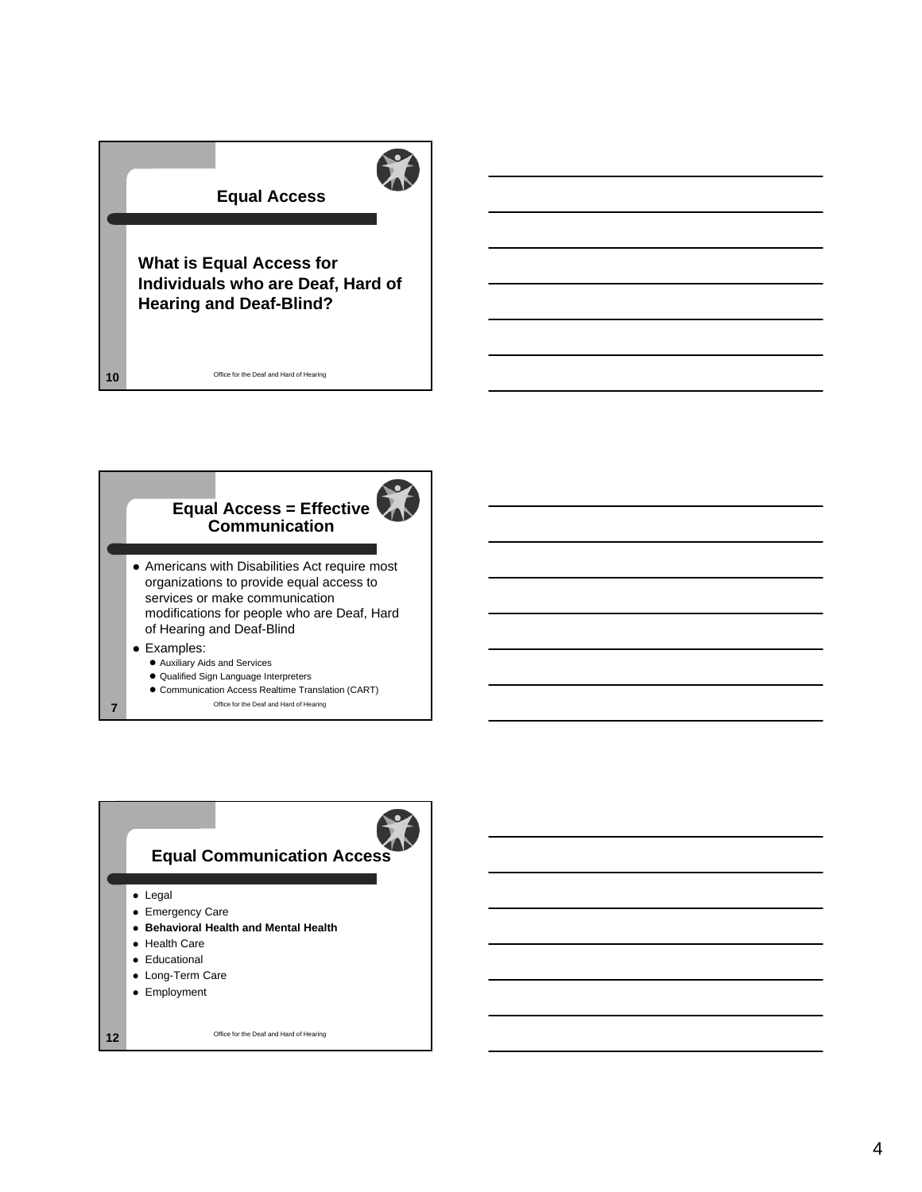## Equal Access

**What is Equal Access for Individuals who are Deaf, Hard of Hearing and Deaf-Blind?**

Office for the Deaf and Hard of Hearing

10

## Equal Access = Effective Communication

- Americans with Disabilities Act require most organizations to provide equal access to services or make communication modifications for people who are Deaf, Hard of Hearing and Deaf-Blind
- Examples:
  - Auxiliary Aids and Services
  - Qualified Sign Language Interpreters
  - Communication Access Realtime Translation (CART)

Office for the Deaf and Hard of Hearing

7

## Equal Communication Access

- Legal
- Emergency Care
- **Behavioral Health and Mental Health**
- Health Care
- Educational
- Long-Term Care
- Employment

Office for the Deaf and Hard of Hearing

12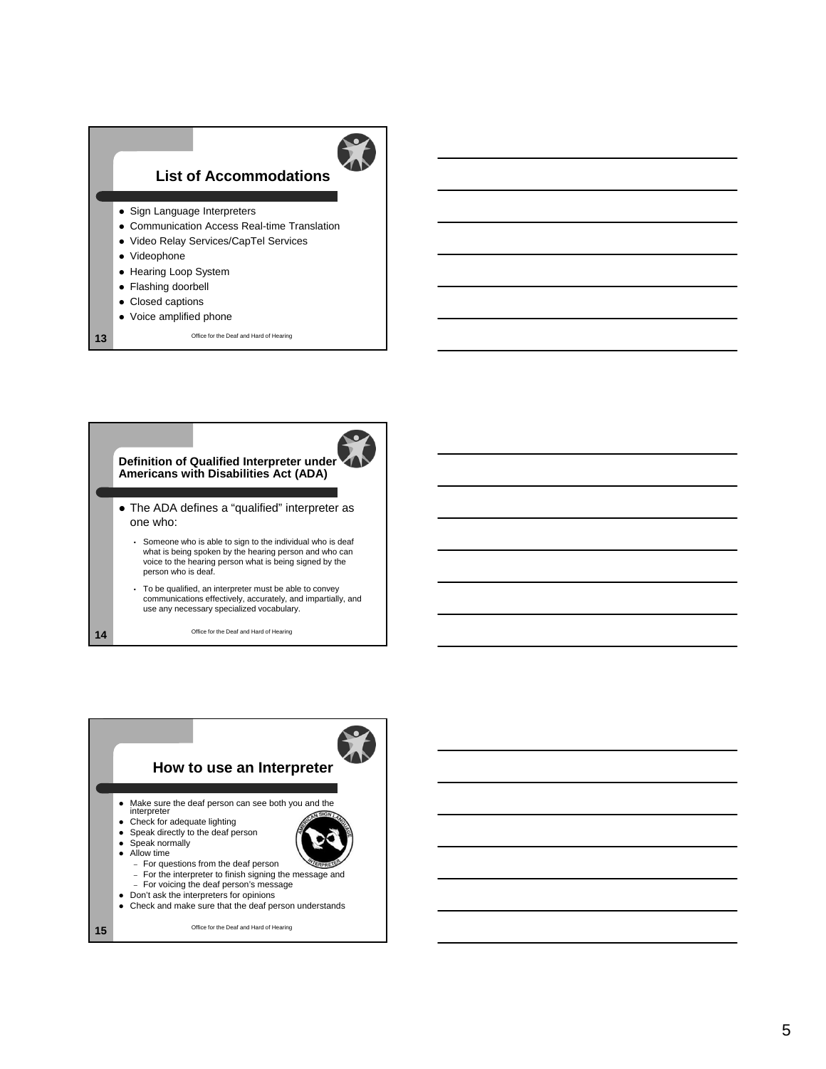## List of Accommodations

- Sign Language Interpreters
- Communication Access Real-time Translation
- Video Relay Services/CapTel Services
- Videophone
- Hearing Loop System
- Flashing doorbell
- Closed captions
- Voice amplified phone

Office for the Deaf and Hard of Hearing

## Definition of Qualified Interpreter under Americans with Disabilities Act (ADA)

- The ADA defines a “qualified” interpreter as one who:
  - Someone who is able to sign to the individual who is deaf what is being spoken by the hearing person and who can voice to the hearing person what is being signed by the person who is deaf.
  - To be qualified, an interpreter must be able to convey communications effectively, accurately, and impartially, and use any necessary specialized vocabulary.

Office for the Deaf and Hard of Hearing

## How to use an Interpreter

- Make sure the deaf person can see both you and the interpreter
- Check for adequate lighting
- Speak directly to the deaf person
- Speak normally
- Allow time
  - For questions from the deaf person
  - For the interpreter to finish signing the message and
  - For voicing the deaf person’s message
- Don’t ask the interpreters for opinions
- Check and make sure that the deaf person understands

Office for the Deaf and Hard of Hearing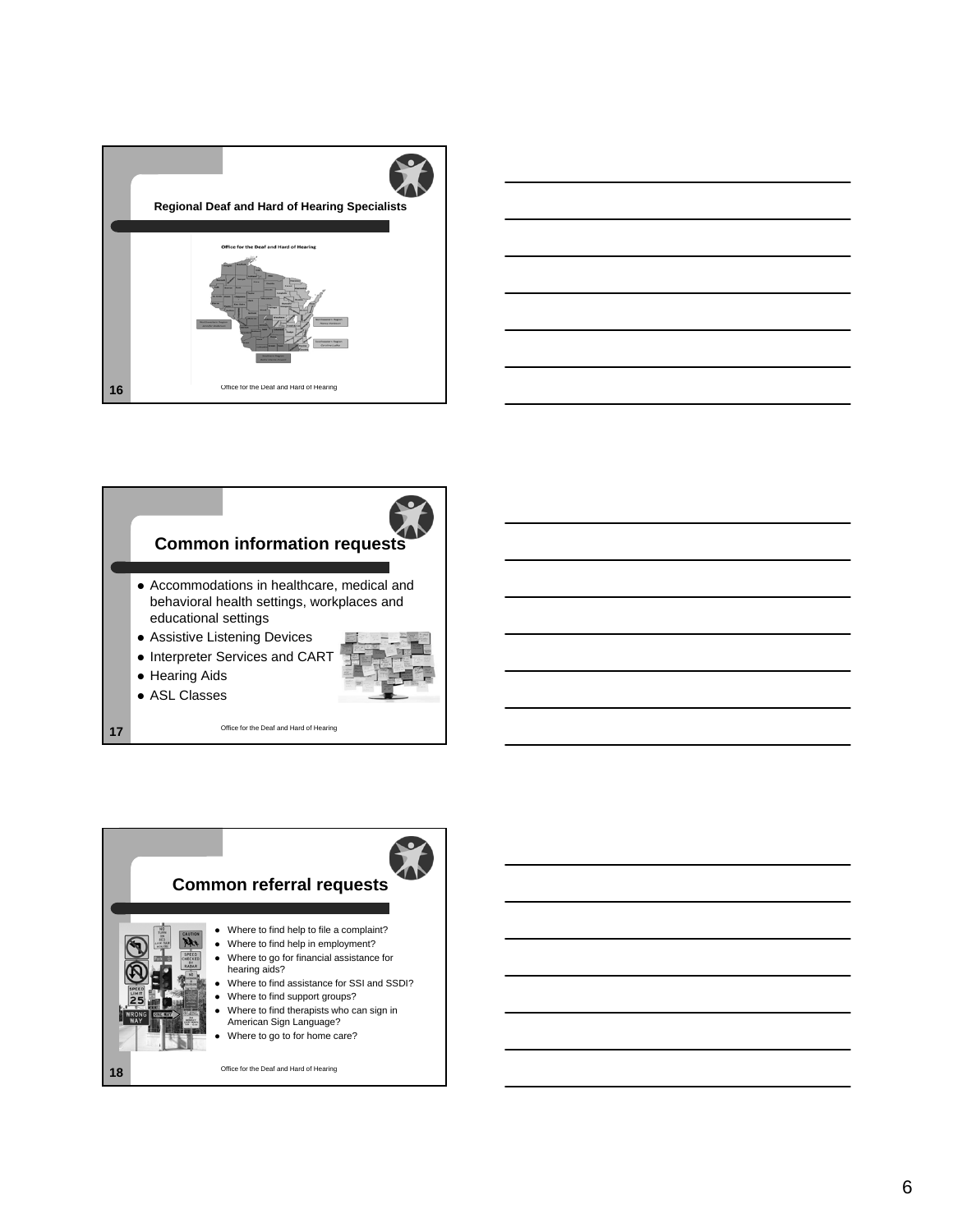## Regional Deaf and Hard of Hearing Specialists

Office for the Deaf and Hard of Hearing

Office for the Deaf and Hard of Hearing

## Common information requests

- Accommodations in healthcare, medical and behavioral health settings, workplaces and educational settings
- Assistive Listening Devices
- Interpreter Services and CART
- Hearing Aids
- ASL Classes

Office for the Deaf and Hard of Hearing

## Common referral requests

- Where to find help to file a complaint?
- Where to find help in employment?
- Where to go for financial assistance for hearing aids?
- Where to find assistance for SSI and SSDI?
- Where to find support groups?
- Where to find therapists who can sign in American Sign Language?
- Where to go to for home care?

Office for the Deaf and Hard of Hearing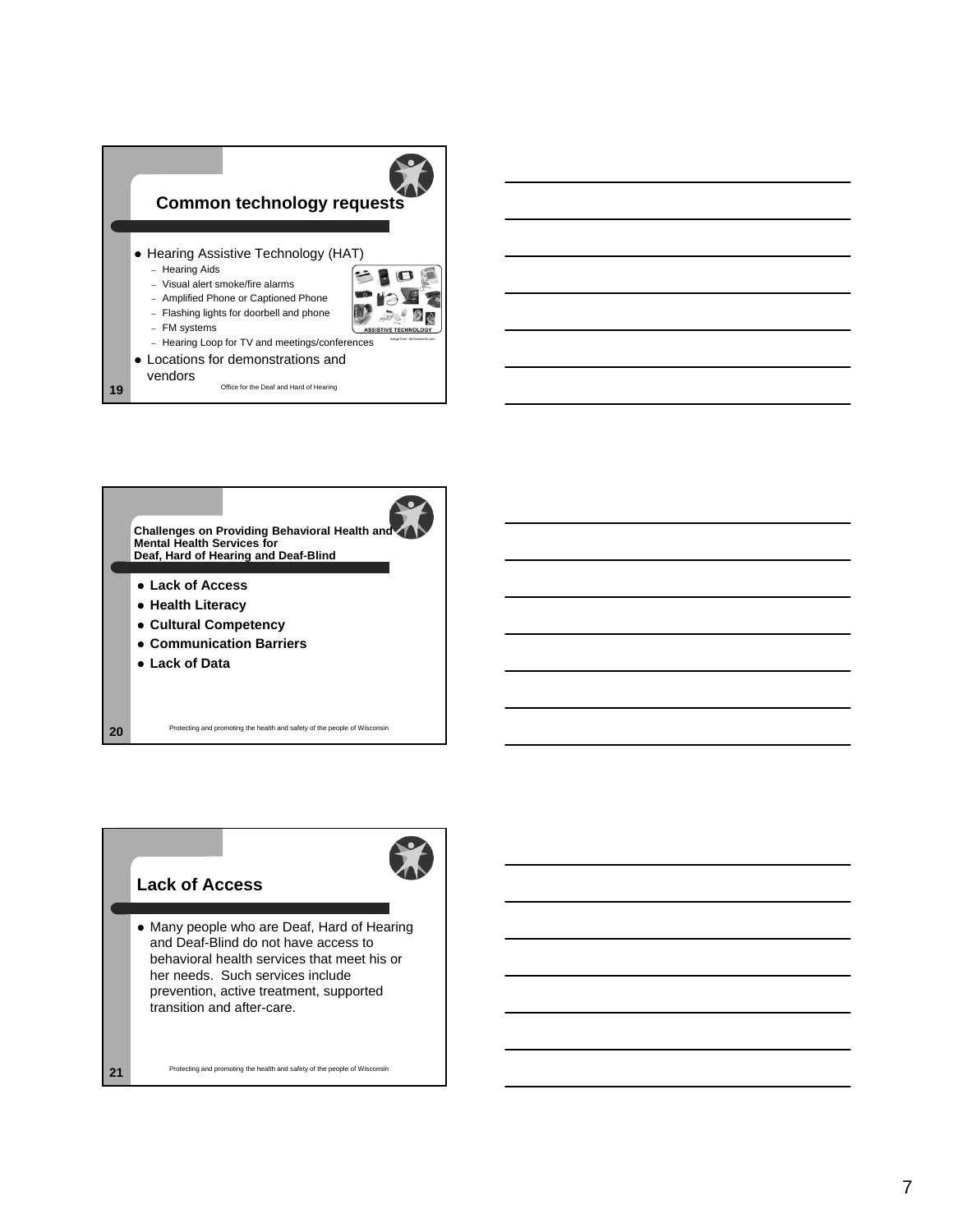## Common technology requests

- Hearing Assistive Technology (HAT)
  - Hearing Aids
  - Visual alert smoke/fire alarms
  - Amplified Phone or Captioned Phone
  - Flashing lights for doorbell and phone
  - FM systems
  - Hearing Loop for TV and meetings/conferences
- Locations for demonstrations and vendors

ASSISTIVE TECHNOLOGY

Image from: techrasearch.com

Office for the Deaf and Hard of Hearing

## Challenges on Providing Behavioral Health and Mental Health Services for Deaf, Hard of Hearing and Deaf-Blind

- **Lack of Access**
- **Health Literacy**
- **Cultural Competency**
- **Communication Barriers**
- **Lack of Data**

Protecting and promoting the health and safety of the people of Wisconsin

## Lack of Access

- Many people who are Deaf, Hard of Hearing and Deaf-Blind do not have access to behavioral health services that meet his or her needs. Such services include prevention, active treatment, supported transition and after-care.

Protecting and promoting the health and safety of the people of Wisconsin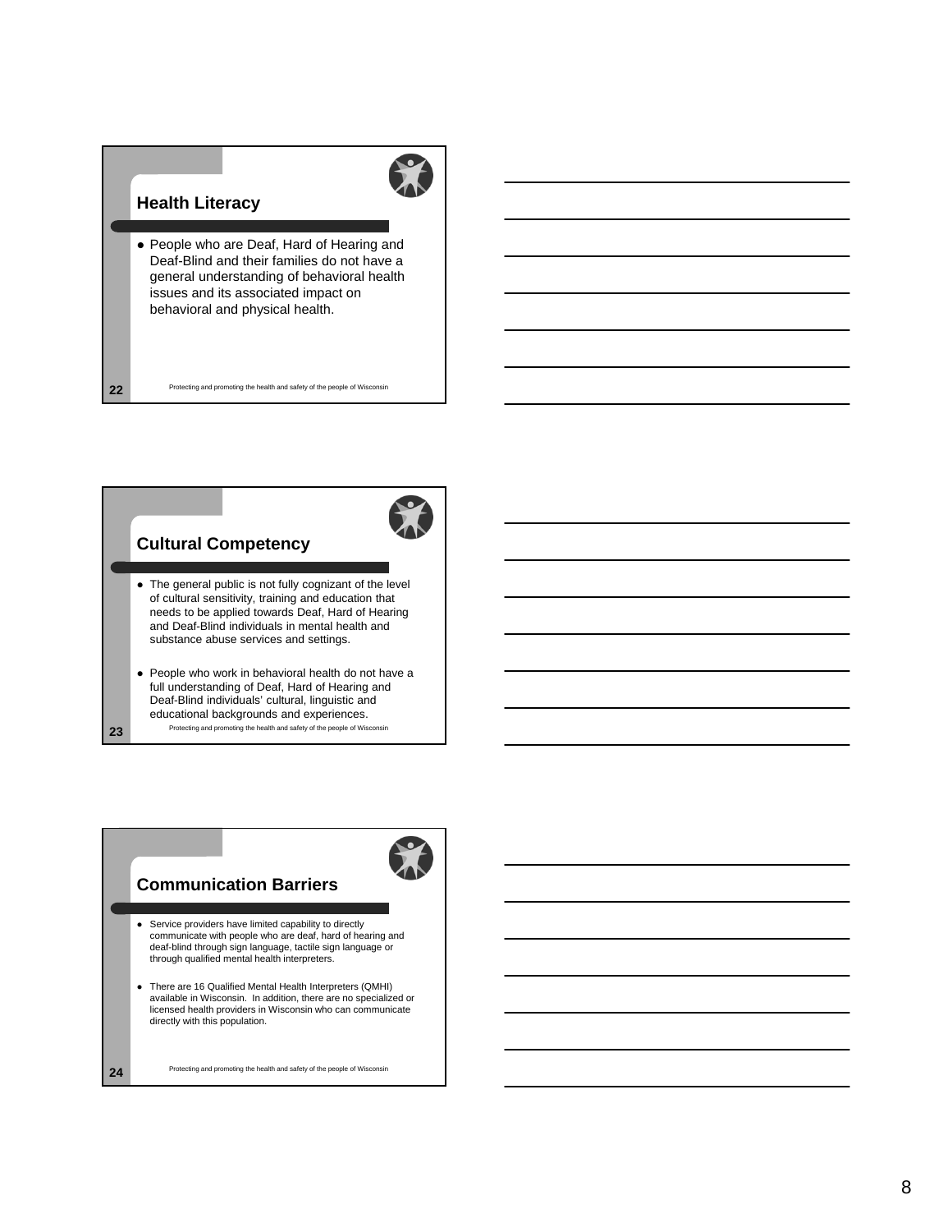## Health Literacy

- People who are Deaf, Hard of Hearing and Deaf-Blind and their families do not have a general understanding of behavioral health issues and its associated impact on behavioral and physical health.

## Cultural Competency

- The general public is not fully cognizant of the level of cultural sensitivity, training and education that needs to be applied towards Deaf, Hard of Hearing and Deaf-Blind individuals in mental health and substance abuse services and settings.
- People who work in behavioral health do not have a full understanding of Deaf, Hard of Hearing and Deaf-Blind individuals' cultural, linguistic and educational backgrounds and experiences.

## Communication Barriers

- Service providers have limited capability to directly communicate with people who are deaf, hard of hearing and deaf-blind through sign language, tactile sign language or through qualified mental health interpreters.
- There are 16 Qualified Mental Health Interpreters (QMHI) available in Wisconsin. In addition, there are no specialized or licensed health providers in Wisconsin who can communicate directly with this population.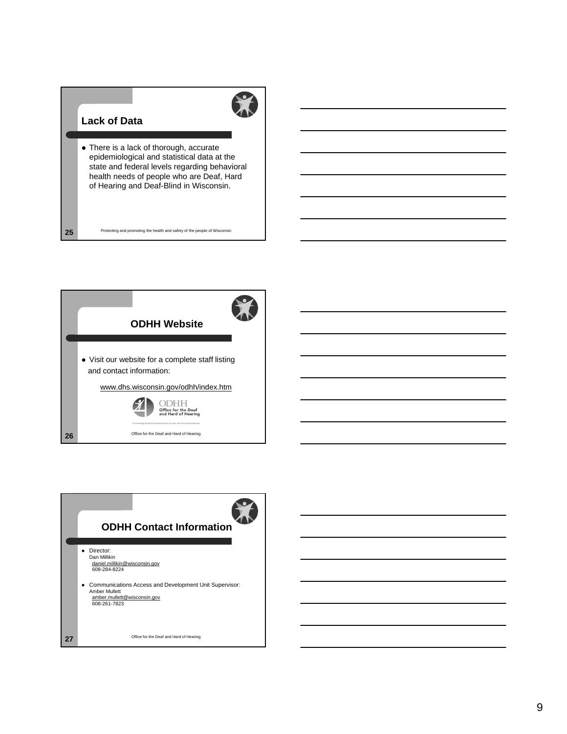## Lack of Data

- There is a lack of thorough, accurate epidemiological and statistical data at the state and federal levels regarding behavioral health needs of people who are Deaf, Hard of Hearing and Deaf-Blind in Wisconsin.

25

Protecting and promoting the health and safety of the people of Wisconsin

## ODHH Website

- Visit our website for a complete staff listing and contact information:

  www.dhs.wisconsin.gov/odhh/index.htm

ODHH
Office for the Deaf and Hard of Hearing

26

Office for the Deaf and Hard of Hearing

## ODHH Contact Information

- Director:
  Dan Millikin
  daniel.millikin@wisconsin.gov
  608-284-8224

- Communications Access and Development Unit Supervisor:
  Amber Mullett
  amber.mullett@wisconsin.gov
  608-261-7823

27

Office for the Deaf and Hard of Hearing